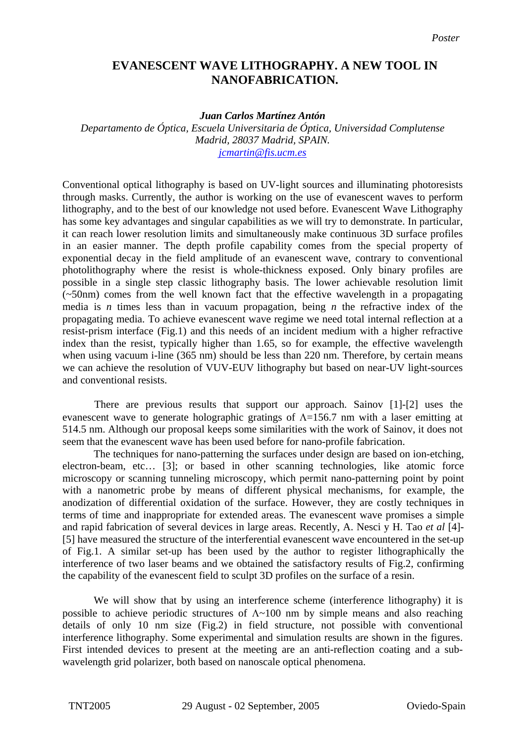*Poster*

# EVANESCENT WAVE LITHOGRAPHY. A NEW TOOL IN NANOFABRICATION.

***Juan Carlos Martínez Antón***

*Departamento de Óptica, Escuela Universitaria de Óptica, Universidad Complutense Madrid, 28037 Madrid, SPAIN.*
*jcmartin@fis.ucm.es*

Conventional optical lithography is based on UV-light sources and illuminating photoresists through masks. Currently, the author is working on the use of evanescent waves to perform lithography, and to the best of our knowledge not used before. Evanescent Wave Lithography has some key advantages and singular capabilities as we will try to demonstrate. In particular, it can reach lower resolution limits and simultaneously make continuous 3D surface profiles in an easier manner. The depth profile capability comes from the special property of exponential decay in the field amplitude of an evanescent wave, contrary to conventional photolithography where the resist is whole-thickness exposed. Only binary profiles are possible in a single step classic lithography basis. The lower achievable resolution limit (~50nm) comes from the well known fact that the effective wavelength in a propagating media is *n* times less than in vacuum propagation, being *n* the refractive index of the propagating media. To achieve evanescent wave regime we need total internal reflection at a resist-prism interface (Fig.1) and this needs of an incident medium with a higher refractive index than the resist, typically higher than 1.65, so for example, the effective wavelength when using vacuum i-line (365 nm) should be less than 220 nm. Therefore, by certain means we can achieve the resolution of VUV-EUV lithography but based on near-UV light-sources and conventional resists.

There are previous results that support our approach. Sainov [1]-[2] uses the evanescent wave to generate holographic gratings of $\Lambda$=156.7 nm with a laser emitting at 514.5 nm. Although our proposal keeps some similarities with the work of Sainov, it does not seem that the evanescent wave has been used before for nano-profile fabrication.

The techniques for nano-patterning the surfaces under design are based on ion-etching, electron-beam, etc… [3]; or based in other scanning technologies, like atomic force microscopy or scanning tunneling microscopy, which permit nano-patterning point by point with a nanometric probe by means of different physical mechanisms, for example, the anodization of differential oxidation of the surface. However, they are costly techniques in terms of time and inappropriate for extended areas. The evanescent wave promises a simple and rapid fabrication of several devices in large areas. Recently, A. Nesci y H. Tao *et al* [4]-[5] have measured the structure of the interferential evanescent wave encountered in the set-up of Fig.1. A similar set-up has been used by the author to register lithographically the interference of two laser beams and we obtained the satisfactory results of Fig.2, confirming the capability of the evanescent field to sculpt 3D profiles on the surface of a resin.

We will show that by using an interference scheme (interference lithography) it is possible to achieve periodic structures of $\Lambda$~100 nm by simple means and also reaching details of only 10 nm size (Fig.2) in field structure, not possible with conventional interference lithography. Some experimental and simulation results are shown in the figures. First intended devices to present at the meeting are an anti-reflection coating and a sub-wavelength grid polarizer, both based on nanoscale optical phenomena.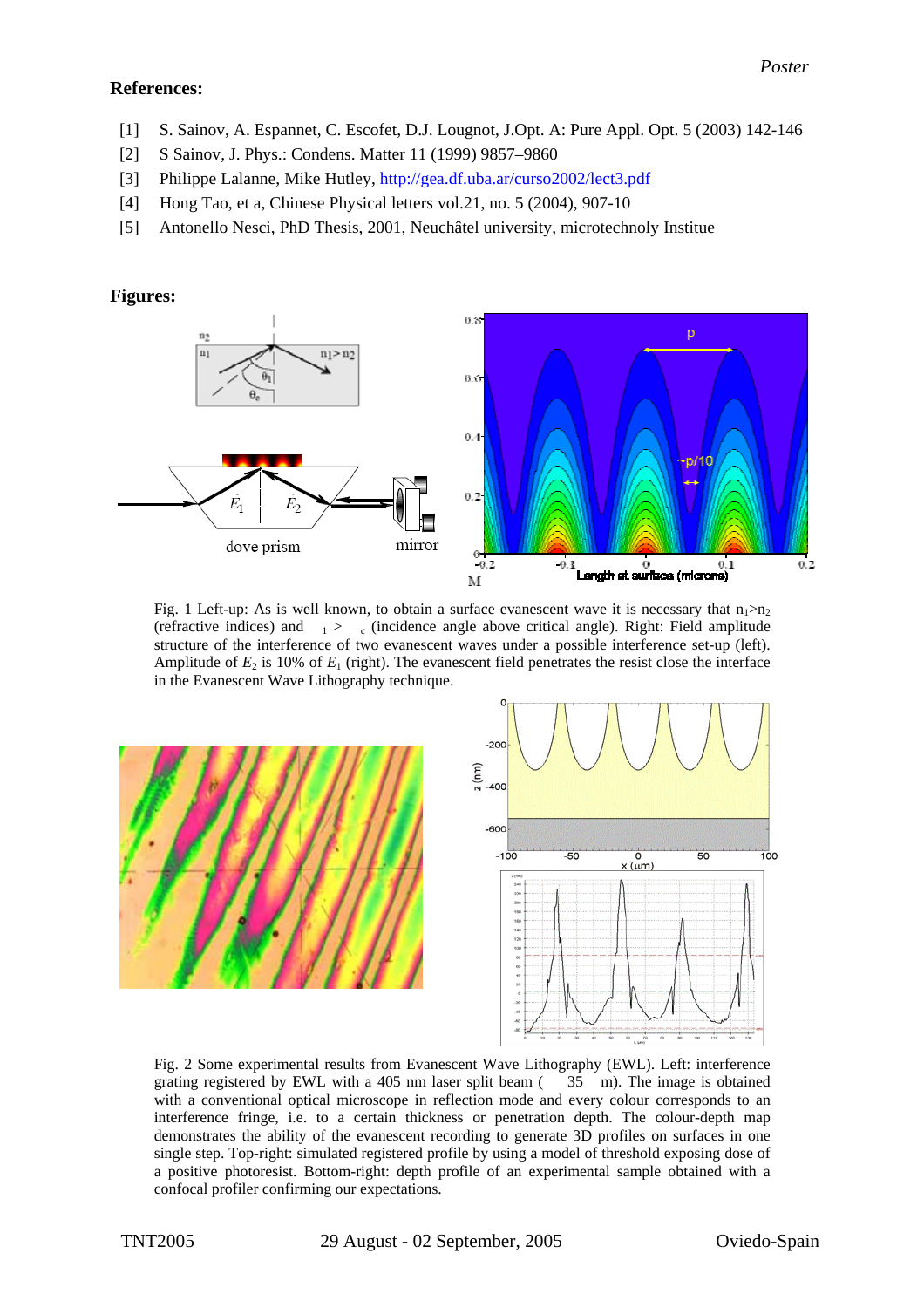### References:

[1] S. Sainov, A. Espannet, C. Escofet, D.J. Lougnot, J.Opt. A: Pure Appl. Opt. 5 (2003) 142-146

[2] S Sainov, J. Phys.: Condens. Matter 11 (1999) 9857–9860

[3] Philippe Lalanne, Mike Hutley, http://gea.df.uba.ar/curso2002/lect3.pdf

[4] Hong Tao, et a, Chinese Physical letters vol.21, no. 5 (2004), 907-10

[5] Antonello Nesci, PhD Thesis, 2001, Neuchâtel university, microtechnoly Institue

### Figures:

$n_2$
$n_1$
$n_1 > n_2$
$\theta_1$
$\theta_c$
$\vec{E}_1$
$\vec{E}_2$
dove prism
mirror

p
~p/10
0.8
0.6
0.4
0.2
0
-0.2
-0.1
0
0.1
0.2
Length at surface (microns)
M

Fig. 1 Left-up: As is well known, to obtain a surface evanescent wave it is necessary that $n_1 > n_2$ (refractive indices) and $\theta_1 > \theta_c$ (incidence angle above critical angle). Right: Field amplitude structure of the interference of two evanescent waves under a possible interference set-up (left). Amplitude of $E_2$ is 10% of $E_1$ (right). The evanescent field penetrates the resist close the interface in the Evanescent Wave Lithography technique.

0
-200
z (nm)
-400
-600
-100
-50
0
50
100
x (µm)

Fig. 2 Some experimental results from Evanescent Wave Lithography (EWL). Left: interference grating registered by EWL with a 405 nm laser split beam ($\Lambda \approx 35$ $\mu$m). The image is obtained with a conventional optical microscope in reflection mode and every colour corresponds to an interference fringe, i.e. to a certain thickness or penetration depth. The colour-depth map demonstrates the ability of the evanescent recording to generate 3D profiles on surfaces in one single step. Top-right: simulated registered profile by using a model of threshold exposing dose of a positive photoresist. Bottom-right: depth profile of an experimental sample obtained with a confocal profiler confirming our expectations.